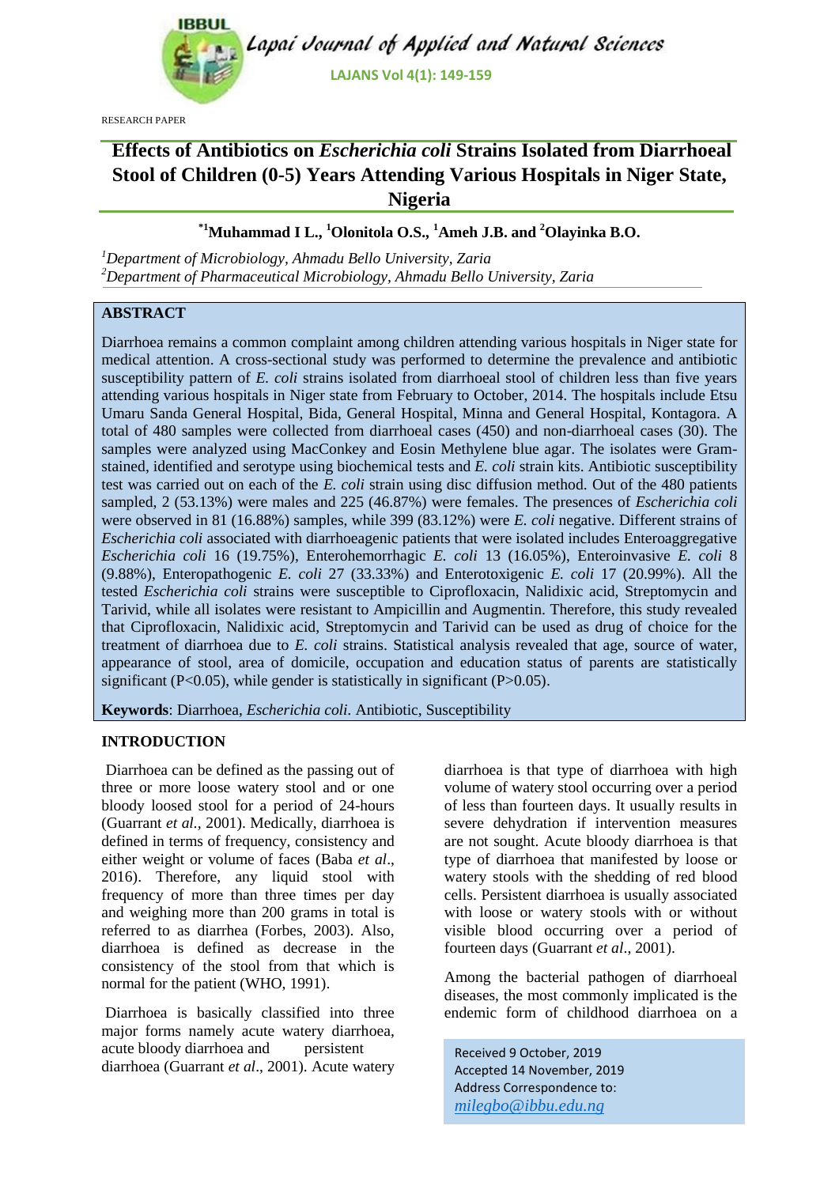RESEARCH PAPER

# Effects of Antibiotics on *Escherichia coli* Strains Isolated from Diarrhoeal Stool of Children (0-5) Years Attending Various Hospitals in Niger State, Nigeria

**[*1]Muhammad I L., [1]Olonitola O.S., [1]Ameh J.B. and [2]Olayinka B.O.**

[1]*Department of Microbiology, Ahmadu Bello University, Zaria*
[2]*Department of Pharmaceutical Microbiology, Ahmadu Bello University, Zaria*

## ABSTRACT

Diarrhoea remains a common complaint among children attending various hospitals in Niger state for medical attention. A cross-sectional study was performed to determine the prevalence and antibiotic susceptibility pattern of *E. coli* strains isolated from diarrhoeal stool of children less than five years attending various hospitals in Niger state from February to October, 2014. The hospitals include Etsu Umaru Sanda General Hospital, Bida, General Hospital, Minna and General Hospital, Kontagora. A total of 480 samples were collected from diarrhoeal cases (450) and non-diarrhoeal cases (30). The samples were analyzed using MacConkey and Eosin Methylene blue agar. The isolates were Gram-stained, identified and serotype using biochemical tests and *E. coli* strain kits. Antibiotic susceptibility test was carried out on each of the *E. coli* strain using disc diffusion method. Out of the 480 patients sampled, 2 (53.13%) were males and 225 (46.87%) were females. The presences of *Escherichia coli* were observed in 81 (16.88%) samples, while 399 (83.12%) were *E. coli* negative. Different strains of *Escherichia coli* associated with diarrhoeagenic patients that were isolated includes Enteroaggregative *Escherichia coli* 16 (19.75%), Enterohemorrhagic *E. coli* 13 (16.05%), Enteroinvasive *E. coli* 8 (9.88%), Enteropathogenic *E. coli* 27 (33.33%) and Enterotoxigenic *E. coli* 17 (20.99%). All the tested *Escherichia coli* strains were susceptible to Ciprofloxacin, Nalidixic acid, Streptomycin and Tarivid, while all isolates were resistant to Ampicillin and Augmentin. Therefore, this study revealed that Ciprofloxacin, Nalidixic acid, Streptomycin and Tarivid can be used as drug of choice for the treatment of diarrhoea due to *E. coli* strains. Statistical analysis revealed that age, source of water, appearance of stool, area of domicile, occupation and education status of parents are statistically significant (P<0.05), while gender is statistically in significant (P>0.05).

**Keywords**: Diarrhoea, *Escherichia coli*. Antibiotic, Susceptibility

## INTRODUCTION

Diarrhoea can be defined as the passing out of three or more loose watery stool and or one bloody loosed stool for a period of 24-hours (Guarrant *et al.*, 2001). Medically, diarrhoea is defined in terms of frequency, consistency and either weight or volume of faces (Baba *et al*., 2016). Therefore, any liquid stool with frequency of more than three times per day and weighing more than 200 grams in total is referred to as diarrhea (Forbes, 2003). Also, diarrhoea is defined as decrease in the consistency of the stool from that which is normal for the patient (WHO, 1991).

Diarrhoea is basically classified into three major forms namely acute watery diarrhoea, acute bloody diarrhoea and persistent diarrhoea (Guarrant *et al*., 2001). Acute watery diarrhoea is that type of diarrhoea with high volume of watery stool occurring over a period of less than fourteen days. It usually results in severe dehydration if intervention measures are not sought. Acute bloody diarrhoea is that type of diarrhoea that manifested by loose or watery stools with the shedding of red blood cells. Persistent diarrhoea is usually associated with loose or watery stools with or without visible blood occurring over a period of fourteen days (Guarrant *et al*., 2001).

Among the bacterial pathogen of diarrhoeal diseases, the most commonly implicated is the endemic form of childhood diarrhoea on a

Received 9 October, 2019
Accepted 14 November, 2019
Address Correspondence to:
*milegbo@ibbu.edu.ng*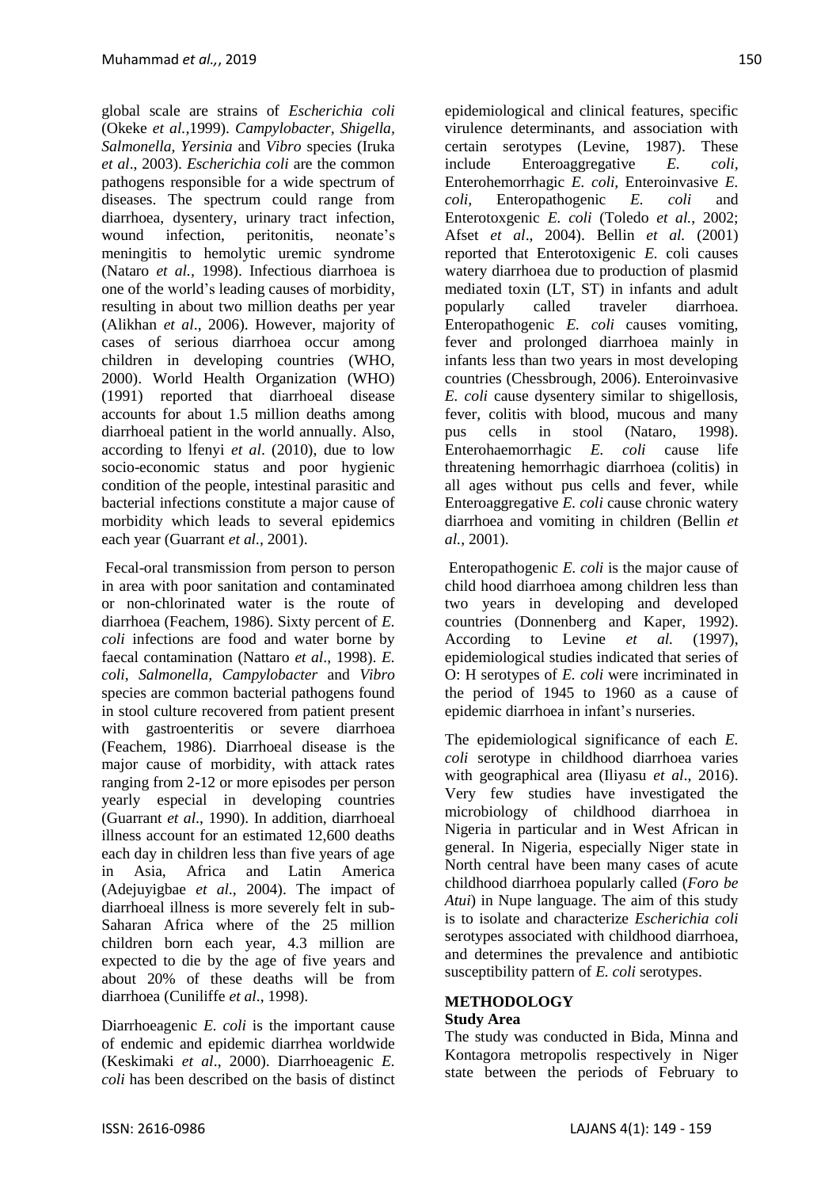global scale are strains of *Escherichia coli* (Okeke *et al.*,1999). *Campylobacter, Shigella, Salmonella, Yersinia* and *Vibro* species (Iruka *et al*., 2003). *Escherichia coli* are the common pathogens responsible for a wide spectrum of diseases. The spectrum could range from diarrhoea, dysentery, urinary tract infection, wound infection, peritonitis, neonate's meningitis to hemolytic uremic syndrome (Nataro *et al.*, 1998). Infectious diarrhoea is one of the world's leading causes of morbidity, resulting in about two million deaths per year (Alikhan *et al*., 2006). However, majority of cases of serious diarrhoea occur among children in developing countries (WHO, 2000). World Health Organization (WHO) (1991) reported that diarrhoeal disease accounts for about 1.5 million deaths among diarrhoeal patient in the world annually. Also, according to lfenyi *et al*. (2010), due to low socio-economic status and poor hygienic condition of the people, intestinal parasitic and bacterial infections constitute a major cause of morbidity which leads to several epidemics each year (Guarrant *et al.*, 2001).

Fecal-oral transmission from person to person in area with poor sanitation and contaminated or non-chlorinated water is the route of diarrhoea (Feachem, 1986). Sixty percent of *E. coli* infections are food and water borne by faecal contamination (Nattaro *et al*., 1998). *E. coli*, *Salmonella*, *Campylobacter* and *Vibro* species are common bacterial pathogens found in stool culture recovered from patient present with gastroenteritis or severe diarrhoea (Feachem, 1986). Diarrhoeal disease is the major cause of morbidity, with attack rates ranging from 2-12 or more episodes per person yearly especial in developing countries (Guarrant *et al.*, 1990). In addition, diarrhoeal illness account for an estimated 12,600 deaths each day in children less than five years of age in Asia, Africa and Latin America (Adejuyigbae *et al*., 2004). The impact of diarrhoeal illness is more severely felt in sub-Saharan Africa where of the 25 million children born each year, 4.3 million are expected to die by the age of five years and about 20% of these deaths will be from diarrhoea (Cuniliffe *et al*., 1998).

Diarrhoeagenic *E. coli* is the important cause of endemic and epidemic diarrhea worldwide (Keskimaki *et al*., 2000). Diarrhoeagenic *E. coli* has been described on the basis of distinct epidemiological and clinical features, specific virulence determinants, and association with certain serotypes (Levine, 1987). These include Enteroaggregative *E. coli*, Enterohemorrhagic *E. coli*, Enteroinvasive *E. coli*, Enteropathogenic *E. coli* and Enterotoxgenic *E. coli* (Toledo *et al.*, 2002; Afset *et al*., 2004). Bellin *et al.* (2001) reported that Enterotoxigenic *E.* coli causes watery diarrhoea due to production of plasmid mediated toxin (LT, ST) in infants and adult popularly called traveler diarrhoea. Enteropathogenic *E. coli* causes vomiting, fever and prolonged diarrhoea mainly in infants less than two years in most developing countries (Chessbrough, 2006). Enteroinvasive *E. coli* cause dysentery similar to shigellosis, fever, colitis with blood, mucous and many pus cells in stool (Nataro, 1998). Enterohaemorrhagic *E. coli* cause life threatening hemorrhagic diarrhoea (colitis) in all ages without pus cells and fever, while Enteroaggregative *E. coli* cause chronic watery diarrhoea and vomiting in children (Bellin *et al.*, 2001).

Enteropathogenic *E. coli* is the major cause of child hood diarrhoea among children less than two years in developing and developed countries (Donnenberg and Kaper, 1992). According to Levine *et al.* (1997), epidemiological studies indicated that series of O: H serotypes of *E. coli* were incriminated in the period of 1945 to 1960 as a cause of epidemic diarrhoea in infant's nurseries.

The epidemiological significance of each *E. coli* serotype in childhood diarrhoea varies with geographical area (Iliyasu *et al*., 2016). Very few studies have investigated the microbiology of childhood diarrhoea in Nigeria in particular and in West African in general. In Nigeria, especially Niger state in North central have been many cases of acute childhood diarrhoea popularly called (*Foro be Atui*) in Nupe language. The aim of this study is to isolate and characterize *Escherichia coli* serotypes associated with childhood diarrhoea, and determines the prevalence and antibiotic susceptibility pattern of *E. coli* serotypes.

## METHODOLOGY

### Study Area

The study was conducted in Bida, Minna and Kontagora metropolis respectively in Niger state between the periods of February to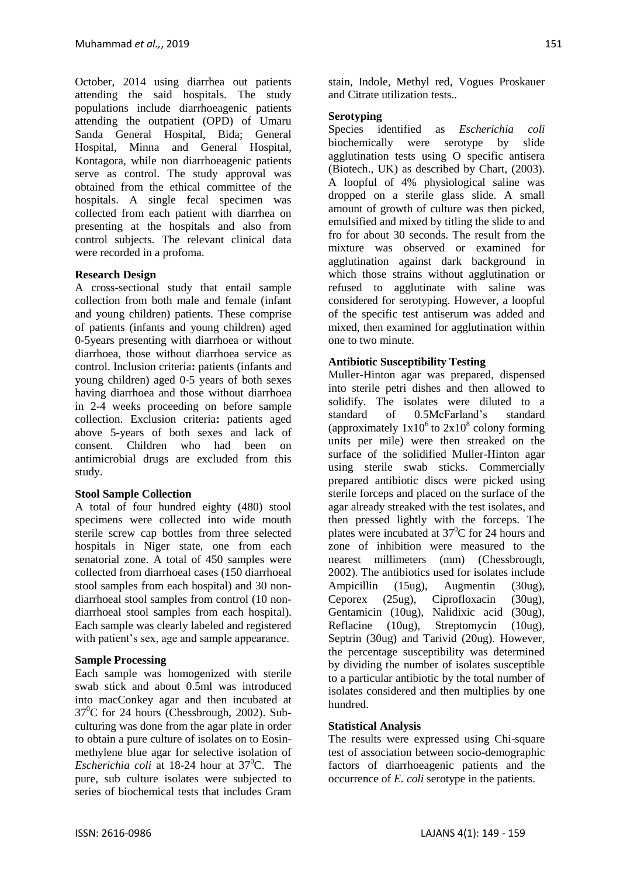October, 2014 using diarrhea out patients attending the said hospitals. The study populations include diarrhoeagenic patients attending the outpatient (OPD) of Umaru Sanda General Hospital, Bida; General Hospital, Minna and General Hospital, Kontagora, while non diarrhoeagenic patients serve as control. The study approval was obtained from the ethical committee of the hospitals. A single fecal specimen was collected from each patient with diarrhea on presenting at the hospitals and also from control subjects. The relevant clinical data were recorded in a profoma.

**Research Design**

A cross-sectional study that entail sample collection from both male and female (infant and young children) patients. These comprise of patients (infants and young children) aged 0-5years presenting with diarrhoea or without diarrhoea, those without diarrhoea service as control. Inclusion criteria**:** patients (infants and young children) aged 0-5 years of both sexes having diarrhoea and those without diarrhoea in 2-4 weeks proceeding on before sample collection. Exclusion criteria**:** patients aged above 5-years of both sexes and lack of consent. Children who had been on antimicrobial drugs are excluded from this study.

**Stool Sample Collection**

A total of four hundred eighty (480) stool specimens were collected into wide mouth sterile screw cap bottles from three selected hospitals in Niger state, one from each senatorial zone. A total of 450 samples were collected from diarrhoeal cases (150 diarrhoeal stool samples from each hospital) and 30 non-diarrhoeal stool samples from control (10 non-diarrhoeal stool samples from each hospital). Each sample was clearly labeled and registered with patient's sex, age and sample appearance.

**Sample Processing**

Each sample was homogenized with sterile swab stick and about 0.5ml was introduced into macConkey agar and then incubated at $37^0$C for 24 hours (Chessbrough, 2002). Sub-culturing was done from the agar plate in order to obtain a pure culture of isolates on to Eosin-methylene blue agar for selective isolation of *Escherichia coli* at 18-24 hour at $37^0$C. The pure, sub culture isolates were subjected to series of biochemical tests that includes Gram stain, Indole, Methyl red, Vogues Proskauer and Citrate utilization tests..

**Serotyping**

Species identified as *Escherichia coli* biochemically were serotype by slide agglutination tests using O specific antisera (Biotech., UK) as described by Chart, (2003). A loopful of 4% physiological saline was dropped on a sterile glass slide. A small amount of growth of culture was then picked, emulsified and mixed by titling the slide to and fro for about 30 seconds. The result from the mixture was observed or examined for agglutination against dark background in which those strains without agglutination or refused to agglutinate with saline was considered for serotyping. However, a loopful of the specific test antiserum was added and mixed, then examined for agglutination within one to two minute.

**Antibiotic Susceptibility Testing**

Muller-Hinton agar was prepared, dispensed into sterile petri dishes and then allowed to solidify. The isolates were diluted to a standard of 0.5McFarland's standard (approximately $1x10^6$ to $2x10^8$ colony forming units per mile) were then streaked on the surface of the solidified Muller-Hinton agar using sterile swab sticks. Commercially prepared antibiotic discs were picked using sterile forceps and placed on the surface of the agar already streaked with the test isolates, and then pressed lightly with the forceps. The plates were incubated at $37^0$C for 24 hours and zone of inhibition were measured to the nearest millimeters (mm) (Chessbrough, 2002). The antibiotics used for isolates include Ampicillin (15ug), Augmentin (30ug), Ceporex (25ug), Ciprofloxacin (30ug), Gentamicin (10ug), Nalidixic acid (30ug), Reflacine (10ug), Streptomycin (10ug), Septrin (30ug) and Tarivid (20ug). However, the percentage susceptibility was determined by dividing the number of isolates susceptible to a particular antibiotic by the total number of isolates considered and then multiplies by one hundred.

**Statistical Analysis**

The results were expressed using Chi-square test of association between socio-demographic factors of diarrhoeagenic patients and the occurrence of *E. coli* serotype in the patients.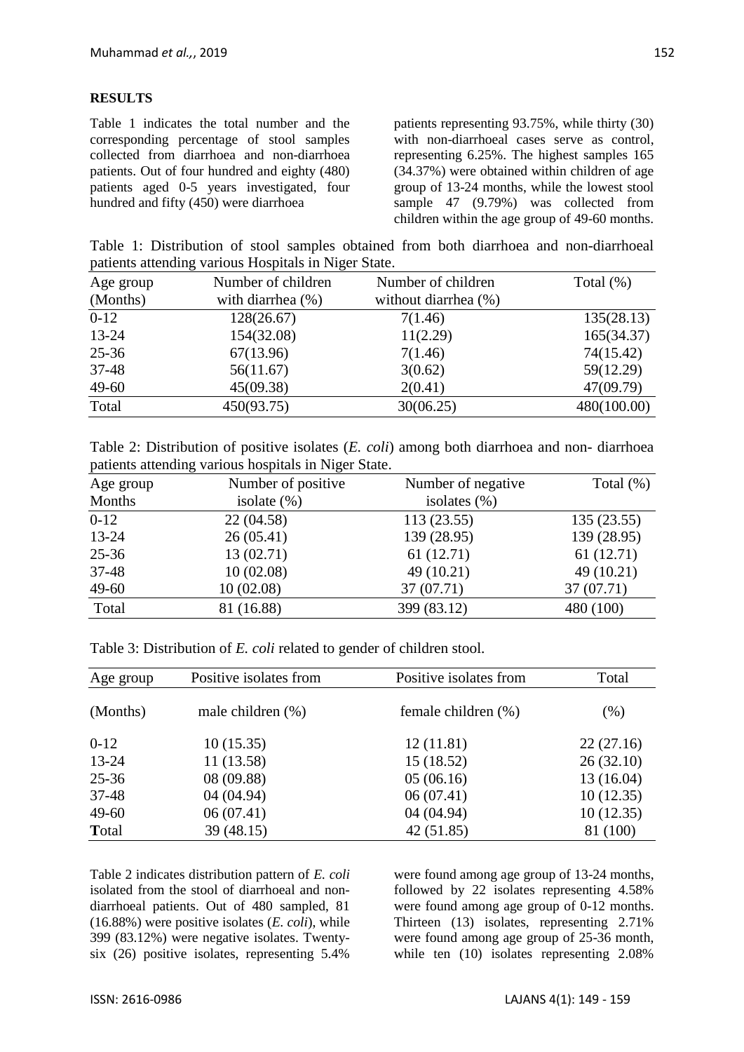## RESULTS

Table 1 indicates the total number and the corresponding percentage of stool samples collected from diarrhoea and non-diarrhoea patients. Out of four hundred and eighty (480) patients aged 0-5 years investigated, four hundred and fifty (450) were diarrhoea patients representing 93.75%, while thirty (30) with non-diarrhoeal cases serve as control, representing 6.25%. The highest samples 165 (34.37%) were obtained within children of age group of 13-24 months, while the lowest stool sample 47 (9.79%) was collected from children within the age group of 49-60 months.

Table 1: Distribution of stool samples obtained from both diarrhoea and non-diarrhoeal patients attending various Hospitals in Niger State.

| Age group (Months) | Number of children with diarrhea (%) | Number of children without diarrhea (%) | Total (%) |
|---|---|---|---|
| 0-12 | 128(26.67) | 7(1.46) | 135(28.13) |
| 13-24 | 154(32.08) | 11(2.29) | 165(34.37) |
| 25-36 | 67(13.96) | 7(1.46) | 74(15.42) |
| 37-48 | 56(11.67) | 3(0.62) | 59(12.29) |
| 49-60 | 45(09.38) | 2(0.41) | 47(09.79) |
| Total | 450(93.75) | 30(06.25) | 480(100.00) |

Table 2: Distribution of positive isolates (*E. coli*) among both diarrhoea and non- diarrhoea patients attending various hospitals in Niger State.

| Age group Months | Number of positive isolate (%) | Number of negative isolates (%) | Total (%) |
|---|---|---|---|
| 0-12 | 22 (04.58) | 113 (23.55) | 135 (23.55) |
| 13-24 | 26 (05.41) | 139 (28.95) | 139 (28.95) |
| 25-36 | 13 (02.71) | 61 (12.71) | 61 (12.71) |
| 37-48 | 10 (02.08) | 49 (10.21) | 49 (10.21) |
| 49-60 | 10 (02.08) | 37 (07.71) | 37 (07.71) |
| Total | 81 (16.88) | 399 (83.12) | 480 (100) |

Table 3: Distribution of *E. coli* related to gender of children stool.

| Age group (Months) | Positive isolates from male children (%) | Positive isolates from female children (%) | Total (%) |
|---|---|---|---|
| 0-12 | 10 (15.35) | 12 (11.81) | 22 (27.16) |
| 13-24 | 11 (13.58) | 15 (18.52) | 26 (32.10) |
| 25-36 | 08 (09.88) | 05 (06.16) | 13 (16.04) |
| 37-48 | 04 (04.94) | 06 (07.41) | 10 (12.35) |
| 49-60 | 06 (07.41) | 04 (04.94) | 10 (12.35) |
| **T**otal | 39 (48.15) | 42 (51.85) | 81 (100) |

Table 2 indicates distribution pattern of *E. coli* isolated from the stool of diarrhoeal and non-diarrhoeal patients. Out of 480 sampled, 81 (16.88%) were positive isolates (*E. coli*), while 399 (83.12%) were negative isolates. Twenty-six (26) positive isolates, representing 5.4% were found among age group of 13-24 months, followed by 22 isolates representing 4.58% were found among age group of 0-12 months. Thirteen (13) isolates, representing 2.71% were found among age group of 25-36 month, while ten (10) isolates representing 2.08%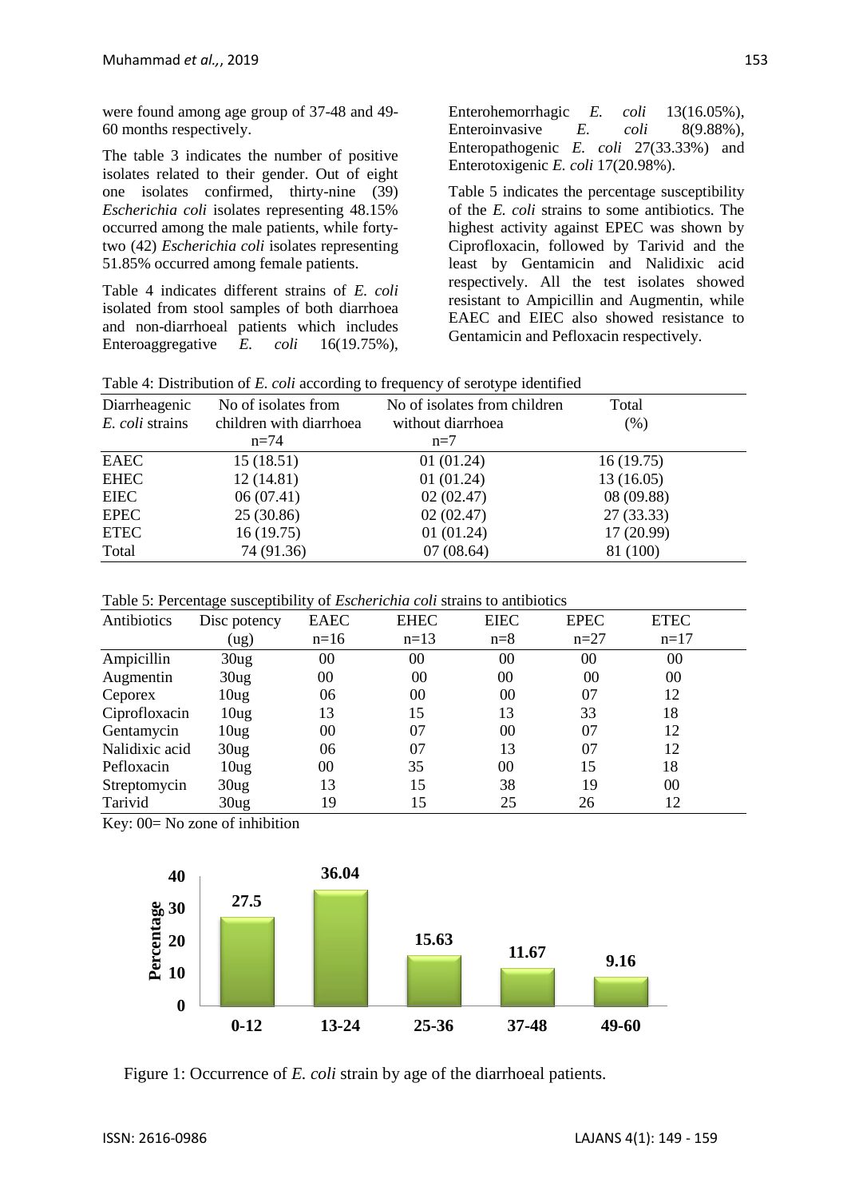were found among age group of 37-48 and 49-60 months respectively.

The table 3 indicates the number of positive isolates related to their gender. Out of eight one isolates confirmed, thirty-nine (39) *Escherichia coli* isolates representing 48.15% occurred among the male patients, while forty-two (42) *Escherichia coli* isolates representing 51.85% occurred among female patients.

Table 4 indicates different strains of *E. coli* isolated from stool samples of both diarrhoea and non-diarrhoeal patients which includes Enteroaggregative *E. coli* 16(19.75%), Enterohemorrhagic *E. coli* 13(16.05%), Enteroinvasive *E. coli* 8(9.88%), Enteropathogenic *E. coli* 27(33.33%) and Enterotoxigenic *E. coli* 17(20.98%).

Table 5 indicates the percentage susceptibility of the *E. coli* strains to some antibiotics. The highest activity against EPEC was shown by Ciprofloxacin, followed by Tarivid and the least by Gentamicin and Nalidixic acid respectively. All the test isolates showed resistant to Ampicillin and Augmentin, while EAEC and EIEC also showed resistance to Gentamicin and Pefloxacin respectively.

Table 4: Distribution of *E. coli* according to frequency of serotype identified

| Diarrheagenic *E. coli* strains | No of isolates from children with diarrhoea n=74 | No of isolates from children without diarrhoea n=7 | Total (%) |
|---|---|---|---|
| EAEC | 15 (18.51) | 01 (01.24) | 16 (19.75) |
| EHEC | 12 (14.81) | 01 (01.24) | 13 (16.05) |
| EIEC | 06 (07.41) | 02 (02.47) | 08 (09.88) |
| EPEC | 25 (30.86) | 02 (02.47) | 27 (33.33) |
| ETEC | 16 (19.75) | 01 (01.24) | 17 (20.99) |
| Total | 74 (91.36) | 07 (08.64) | 81 (100) |

Table 5: Percentage susceptibility of *Escherichia coli* strains to antibiotics

| Antibiotics | Disc potency (ug) | EAEC n=16 | EHEC n=13 | EIEC n=8 | EPEC n=27 | ETEC n=17 |
|---|---|---|---|---|---|---|
| Ampicillin | 30ug | 00 | 00 | 00 | 00 | 00 |
| Augmentin | 30ug | 00 | 00 | 00 | 00 | 00 |
| Ceporex | 10ug | 06 | 00 | 00 | 07 | 12 |
| Ciprofloxacin | 10ug | 13 | 15 | 13 | 33 | 18 |
| Gentamycin | 10ug | 00 | 07 | 00 | 07 | 12 |
| Nalidixic acid | 30ug | 06 | 07 | 13 | 07 | 12 |
| Pefloxacin | 10ug | 00 | 35 | 00 | 15 | 18 |
| Streptomycin | 30ug | 13 | 15 | 38 | 19 | 00 |
| Tarivid | 30ug | 19 | 15 | 25 | 26 | 12 |

Key: 00= No zone of inhibition

| Age (months) | Percentage |
|---|---|
| 0-12 | 27.5 |
| 13-24 | 36.04 |
| 25-36 | 15.63 |
| 37-48 | 11.67 |
| 49-60 | 9.16 |

Figure 1: Occurrence of *E. coli* strain by age of the diarrhoeal patients.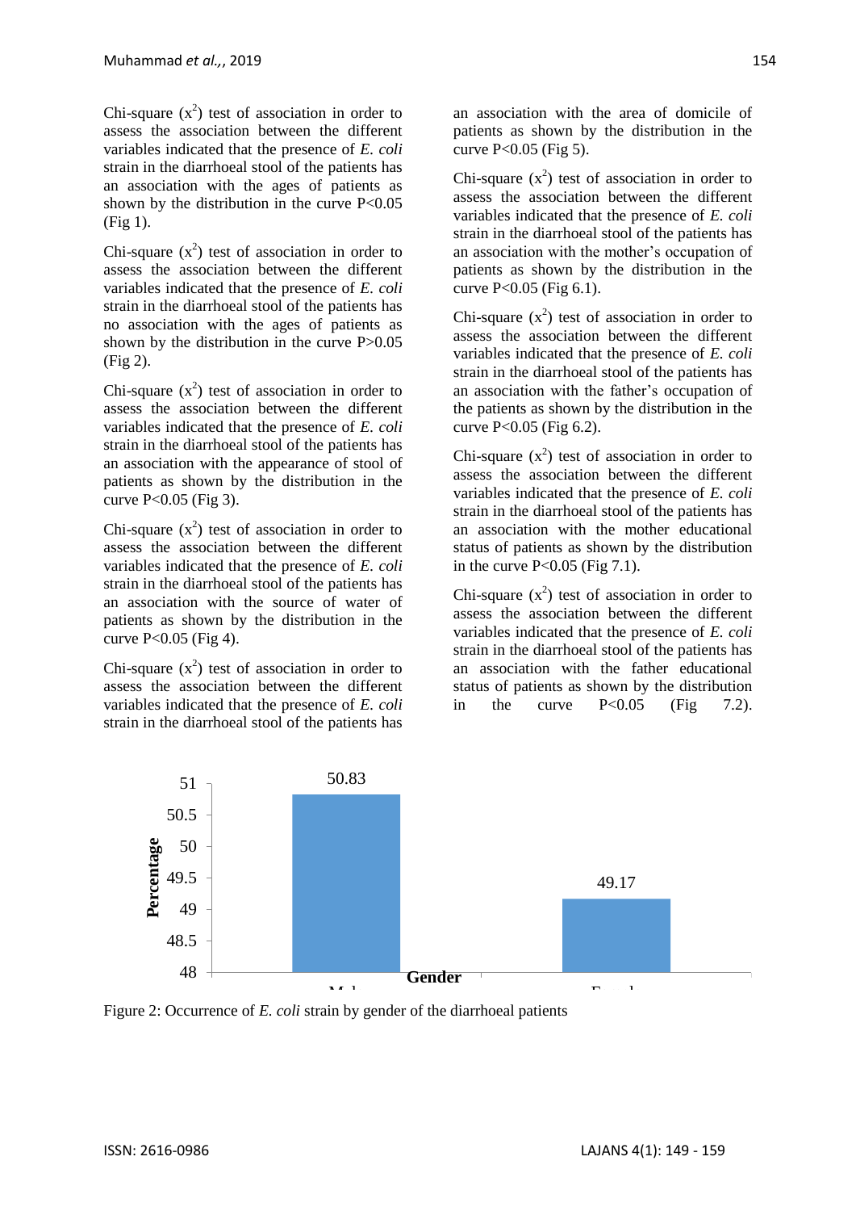Chi-square ($x^2$) test of association in order to assess the association between the different variables indicated that the presence of *E. coli* strain in the diarrhoeal stool of the patients has an association with the ages of patients as shown by the distribution in the curve $P<0.05$ (Fig 1).

Chi-square ($x^2$) test of association in order to assess the association between the different variables indicated that the presence of *E. coli* strain in the diarrhoeal stool of the patients has no association with the ages of patients as shown by the distribution in the curve $P>0.05$ (Fig 2).

Chi-square ($x^2$) test of association in order to assess the association between the different variables indicated that the presence of *E. coli* strain in the diarrhoeal stool of the patients has an association with the appearance of stool of patients as shown by the distribution in the curve $P<0.05$ (Fig 3).

Chi-square ($x^2$) test of association in order to assess the association between the different variables indicated that the presence of *E. coli* strain in the diarrhoeal stool of the patients has an association with the source of water of patients as shown by the distribution in the curve $P<0.05$ (Fig 4).

Chi-square ($x^2$) test of association in order to assess the association between the different variables indicated that the presence of *E. coli* strain in the diarrhoeal stool of the patients has an association with the area of domicile of patients as shown by the distribution in the curve $P<0.05$ (Fig 5).

Chi-square ($x^2$) test of association in order to assess the association between the different variables indicated that the presence of *E. coli* strain in the diarrhoeal stool of the patients has an association with the mother's occupation of patients as shown by the distribution in the curve $P<0.05$ (Fig 6.1).

Chi-square ($x^2$) test of association in order to assess the association between the different variables indicated that the presence of *E. coli* strain in the diarrhoeal stool of the patients has an association with the father's occupation of the patients as shown by the distribution in the curve $P<0.05$ (Fig 6.2).

Chi-square ($x^2$) test of association in order to assess the association between the different variables indicated that the presence of *E. coli* strain in the diarrhoeal stool of the patients has an association with the mother educational status of patients as shown by the distribution in the curve $P<0.05$ (Fig 7.1).

Chi-square ($x^2$) test of association in order to assess the association between the different variables indicated that the presence of *E. coli* strain in the diarrhoeal stool of the patients has an association with the father educational status of patients as shown by the distribution in the curve $P<0.05$ (Fig 7.2).

| Gender | Percentage |
| --- | --- |
| Male | 50.83 |
| Female | 49.17 |

Figure 2: Occurrence of *E. coli* strain by gender of the diarrhoeal patients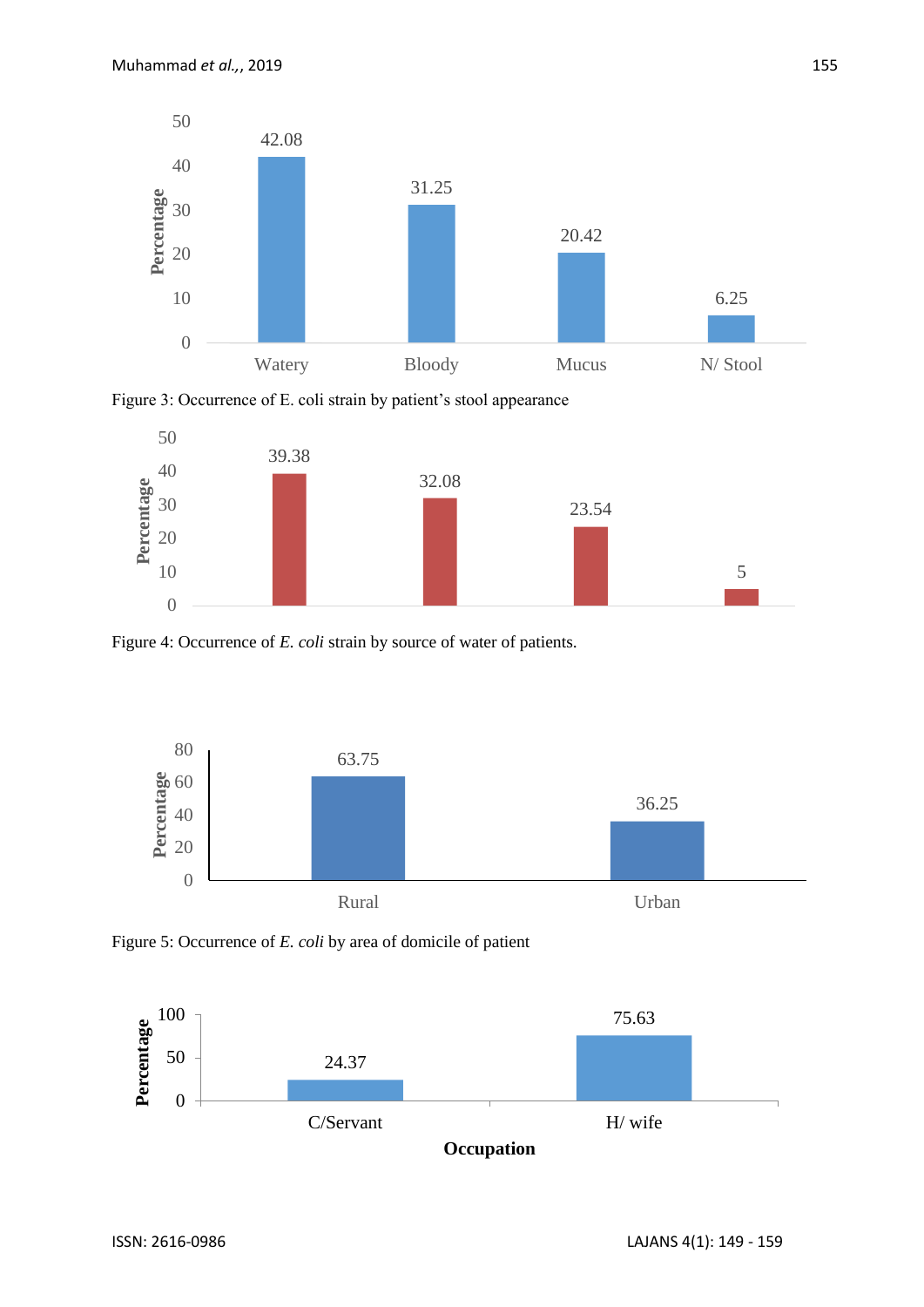| Stool appearance | Percentage |
|---|---|
| Watery | 42.08 |
| Bloody | 31.25 |
| Mucus | 20.42 |
| N/ Stool | 6.25 |

Figure 3: Occurrence of E. coli strain by patient's stool appearance

| Percentage |
|---|
| 39.38 |
| 32.08 |
| 23.54 |
| 5 |

Figure 4: Occurrence of *E. coli* strain by source of water of patients.

| Area of domicile | Percentage |
|---|---|
| Rural | 63.75 |
| Urban | 36.25 |

Figure 5: Occurrence of *E. coli* by area of domicile of patient

| Occupation | Percentage |
|---|---|
| C/Servant | 24.37 |
| H/ wife | 75.63 |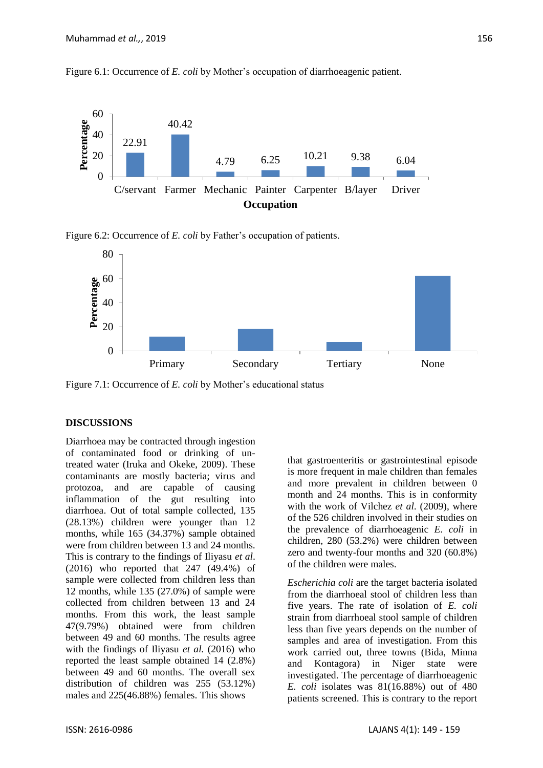Figure 6.1: Occurrence of *E. coli* by Mother's occupation of diarrhoeagenic patient.

| Occupation | Percentage |
|---|---|
| C/servant | 22.91 |
| Farmer | 40.42 |
| Mechanic | 4.79 |
| Painter | 6.25 |
| Carpenter | 10.21 |
| B/layer | 9.38 |
| Driver | 6.04 |

Figure 6.2: Occurrence of *E. coli* by Father's occupation of patients.

Figure 7.1: Occurrence of *E. coli* by Mother's educational status

## DISCUSSIONS

Diarrhoea may be contracted through ingestion of contaminated food or drinking of un-treated water (Iruka and Okeke, 2009). These contaminants are mostly bacteria; virus and protozoa, and are capable of causing inflammation of the gut resulting into diarrhoea. Out of total sample collected, 135 (28.13%) children were younger than 12 months, while 165 (34.37%) sample obtained were from children between 13 and 24 months. This is contrary to the findings of Iliyasu *et al.* (2016) who reported that 247 (49.4%) of sample were collected from children less than 12 months, while 135 (27.0%) of sample were collected from children between 13 and 24 months. From this work, the least sample 47(9.79%) obtained were from children between 49 and 60 months. The results agree with the findings of Iliyasu *et al.* (2016) who reported the least sample obtained 14 (2.8%) between 49 and 60 months. The overall sex distribution of children was 255 (53.12%) males and 225(46.88%) females. This shows that gastroenteritis or gastrointestinal episode is more frequent in male children than females and more prevalent in children between 0 month and 24 months. This is in conformity with the work of Vilchez *et al.* (2009), where of the 526 children involved in their studies on the prevalence of diarrhoeagenic *E. coli* in children, 280 (53.2%) were children between zero and twenty-four months and 320 (60.8%) of the children were males.

*Escherichia coli* are the target bacteria isolated from the diarrhoeal stool of children less than five years. The rate of isolation of *E. coli* strain from diarrhoeal stool sample of children less than five years depends on the number of samples and area of investigation. From this work carried out, three towns (Bida, Minna and Kontagora) in Niger state were investigated. The percentage of diarrhoeagenic *E. coli* isolates was 81(16.88%) out of 480 patients screened. This is contrary to the report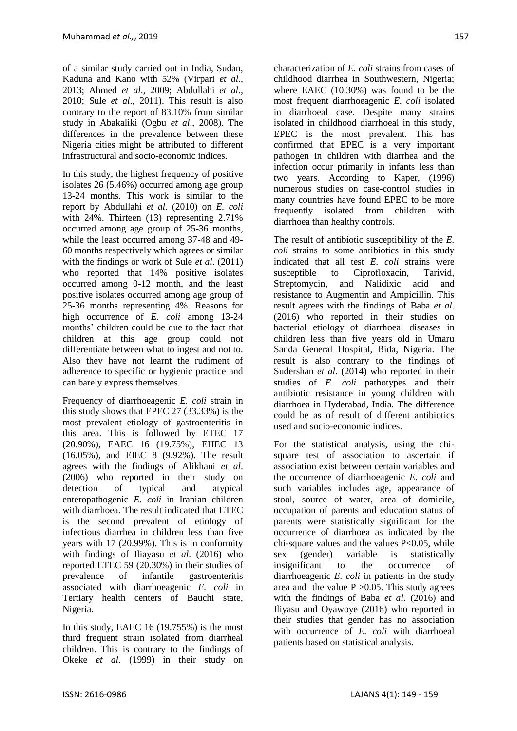of a similar study carried out in India, Sudan, Kaduna and Kano with 52% (Virpari *et al*., 2013; Ahmed *et al*., 2009; Abdullahi *et al*., 2010; Sule *et al*., 2011). This result is also contrary to the report of 83.10% from similar study in Abakaliki (Ogbu *et al*., 2008). The differences in the prevalence between these Nigeria cities might be attributed to different infrastructural and socio-economic indices.

In this study, the highest frequency of positive isolates 26 (5.46%) occurred among age group 13-24 months. This work is similar to the report by Abdullahi *et al*. (2010) on *E. coli* with 24%. Thirteen (13) representing 2.71% occurred among age group of 25-36 months, while the least occurred among 37-48 and 49-60 months respectively which agrees or similar with the findings or work of Sule *et al*. (2011) who reported that 14% positive isolates occurred among 0-12 month, and the least positive isolates occurred among age group of 25-36 months representing 4%. Reasons for high occurrence of *E. coli* among 13-24 months' children could be due to the fact that children at this age group could not differentiate between what to ingest and not to. Also they have not learnt the rudiment of adherence to specific or hygienic practice and can barely express themselves.

Frequency of diarrhoeagenic *E. coli* strain in this study shows that EPEC 27 (33.33%) is the most prevalent etiology of gastroenteritis in this area. This is followed by ETEC 17 (20.90%), EAEC 16 (19.75%), EHEC 13 (16.05%), and EIEC 8 (9.92%). The result agrees with the findings of Alikhani *et al*. (2006) who reported in their study on detection of typical and atypical enteropathogenic *E. coli* in Iranian children with diarrhoea. The result indicated that ETEC is the second prevalent of etiology of infectious diarrhea in children less than five years with 17 (20.99%). This is in conformity with findings of Iliayasu *et al*. (2016) who reported ETEC 59 (20.30%) in their studies of prevalence of infantile gastroenteritis associated with diarrhoeagenic *E. coli* in Tertiary health centers of Bauchi state, Nigeria.

In this study, EAEC 16 (19.755%) is the most third frequent strain isolated from diarrheal children. This is contrary to the findings of Okeke *et al.* (1999) in their study on characterization of *E. coli* strains from cases of childhood diarrhea in Southwestern, Nigeria; where EAEC (10.30%) was found to be the most frequent diarrhoeagenic *E. coli* isolated in diarrhoeal case. Despite many strains isolated in childhood diarrhoeal in this study, EPEC is the most prevalent. This has confirmed that EPEC is a very important pathogen in children with diarrhea and the infection occur primarily in infants less than two years. According to Kaper, (1996) numerous studies on case-control studies in many countries have found EPEC to be more frequently isolated from children with diarrhoea than healthy controls.

The result of antibiotic susceptibility of the *E. coli* strains to some antibiotics in this study indicated that all test *E. coli* strains were susceptible to Ciprofloxacin, Tarivid, Streptomycin, and Nalidixic acid and resistance to Augmentin and Ampicillin. This result agrees with the findings of Baba *et al*. (2016) who reported in their studies on bacterial etiology of diarrhoeal diseases in children less than five years old in Umaru Sanda General Hospital, Bida, Nigeria. The result is also contrary to the findings of Sudershan *et al*. (2014) who reported in their studies of *E. coli* pathotypes and their antibiotic resistance in young children with diarrhoea in Hyderabad, India. The difference could be as of result of different antibiotics used and socio-economic indices.

For the statistical analysis, using the chi-square test of association to ascertain if association exist between certain variables and the occurrence of diarrhoeagenic *E. coli* and such variables includes age, appearance of stool, source of water, area of domicile, occupation of parents and education status of parents were statistically significant for the occurrence of diarrhoea as indicated by the chi-square values and the values $P<0.05$, while sex (gender) variable is statistically insignificant to the occurrence of diarrhoeagenic *E. coli* in patients in the study area and the value $P>0.05$. This study agrees with the findings of Baba *et al*. (2016) and Iliyasu and Oyawoye (2016) who reported in their studies that gender has no association with occurrence of *E. coli* with diarrhoeal patients based on statistical analysis.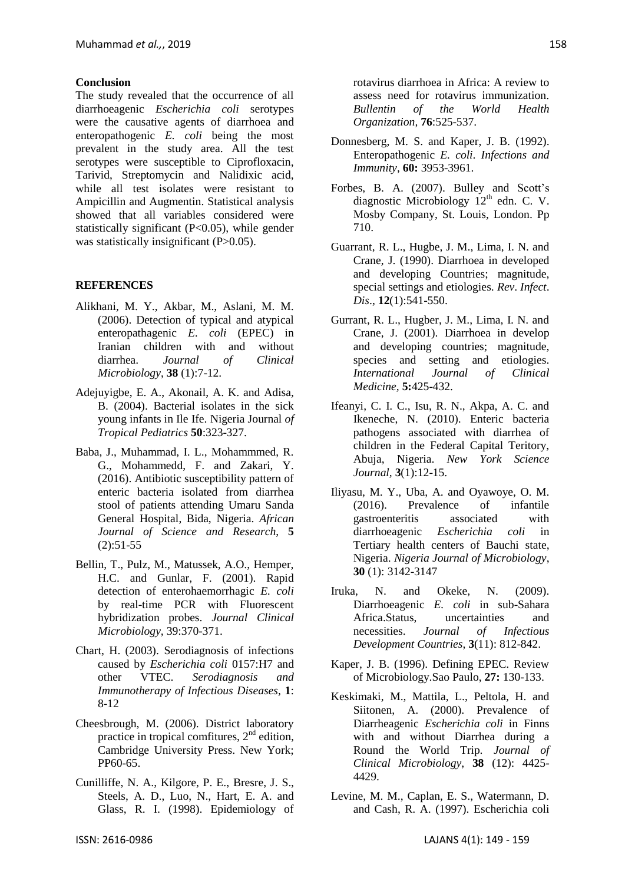## Conclusion

The study revealed that the occurrence of all diarrhoeagenic *Escherichia coli* serotypes were the causative agents of diarrhoea and enteropathogenic *E. coli* being the most prevalent in the study area. All the test serotypes were susceptible to Ciprofloxacin, Tarivid, Streptomycin and Nalidixic acid, while all test isolates were resistant to Ampicillin and Augmentin. Statistical analysis showed that all variables considered were statistically significant (P<0.05), while gender was statistically insignificant (P>0.05).

## REFERENCES

Alikhani, M. Y., Akbar, M., Aslani, M. M. (2006). Detection of typical and atypical enteropathagenic *E. coli* (EPEC) in Iranian children with and without diarrhea. *Journal of Clinical Microbiology*, **38** (1):7-12.

Adejuyigbe, E. A., Akonail, A. K. and Adisa, B. (2004). Bacterial isolates in the sick young infants in Ile Ife. Nigeria Journal *of Tropical Pediatrics* **50**:323-327.

Baba, J., Muhammad, I. L., Mohammmed, R. G., Mohammedd, F. and Zakari, Y. (2016). Antibiotic susceptibility pattern of enteric bacteria isolated from diarrhea stool of patients attending Umaru Sanda General Hospital, Bida, Nigeria. *African Journal of Science and Research*, **5** (2):51-55

Bellin, T., Pulz, M., Matussek, A.O., Hemper, H.C. and Gunlar, F. (2001). Rapid detection of enterohaemorrhagic *E. coli* by real-time PCR with Fluorescent hybridization probes. *Journal Clinical Microbiology*, 39:370-371.

Chart, H. (2003). Serodiagnosis of infections caused by *Escherichia coli* 0157:H7 and other VTEC. *Serodiagnosis and Immunotherapy of Infectious Diseases*, **1**: 8-12

Cheesbrough, M. (2006). District laboratory practice in tropical comfitures, 2nd edition, Cambridge University Press. New York; PP60-65.

Cunilliffe, N. A., Kilgore, P. E., Bresre, J. S., Steels, A. D., Luo, N., Hart, E. A. and Glass, R. I. (1998). Epidemiology of rotavirus diarrhoea in Africa: A review to assess need for rotavirus immunization. *Bullentin of the World Health Organization*, **76**:525-537.

Donnesberg, M. S. and Kaper, J. B. (1992). Enteropathogenic *E. coli*. *Infections and Immunity*, **60:** 3953-3961.

Forbes, B. A. (2007). Bulley and Scott's diagnostic Microbiology 12th edn. C. V. Mosby Company, St. Louis, London. Pp 710.

Guarrant, R. L., Hugbe, J. M., Lima, I. N. and Crane, J. (1990). Diarrhoea in developed and developing Countries; magnitude, special settings and etiologies. *Rev. Infect. Dis*., **12**(1):541-550.

Gurrant, R. L., Hugber, J. M., Lima, I. N. and Crane, J. (2001). Diarrhoea in develop and developing countries; magnitude, species and setting and etiologies. *International Journal of Clinical Medicine,* **5:**425-432.

Ifeanyi, C. I. C., Isu, R. N., Akpa, A. C. and Ikeneche, N. (2010). Enteric bacteria pathogens associated with diarrhea of children in the Federal Capital Teritory, Abuja, Nigeria. *New York Science Journal*, **3**(1):12-15.

Iliyasu, M. Y., Uba, A. and Oyawoye, O. M. (2016). Prevalence of infantile gastroenteritis associated with diarrhoeagenic *Escherichia coli* in Tertiary health centers of Bauchi state, Nigeria. *Nigeria Journal of Microbiology*, **30** (1): 3142-3147

Iruka, N. and Okeke, N. (2009). Diarrhoeagenic *E. coli* in sub-Sahara Africa.Status, uncertainties and necessities. *Journal of Infectious Development Countries*, **3**(11): 812-842.

Kaper, J. B. (1996). Defining EPEC. Review of Microbiology.Sao Paulo, **27:** 130-133.

Keskimaki, M., Mattila, L., Peltola, H. and Siitonen, A. (2000). Prevalence of Diarrheagenic *Escherichia coli* in Finns with and without Diarrhea during a Round the World Trip. *Journal of Clinical Microbiology*, **38** (12): 4425-4429.

Levine, M. M., Caplan, E. S., Watermann, D. and Cash, R. A. (1997). Escherichia coli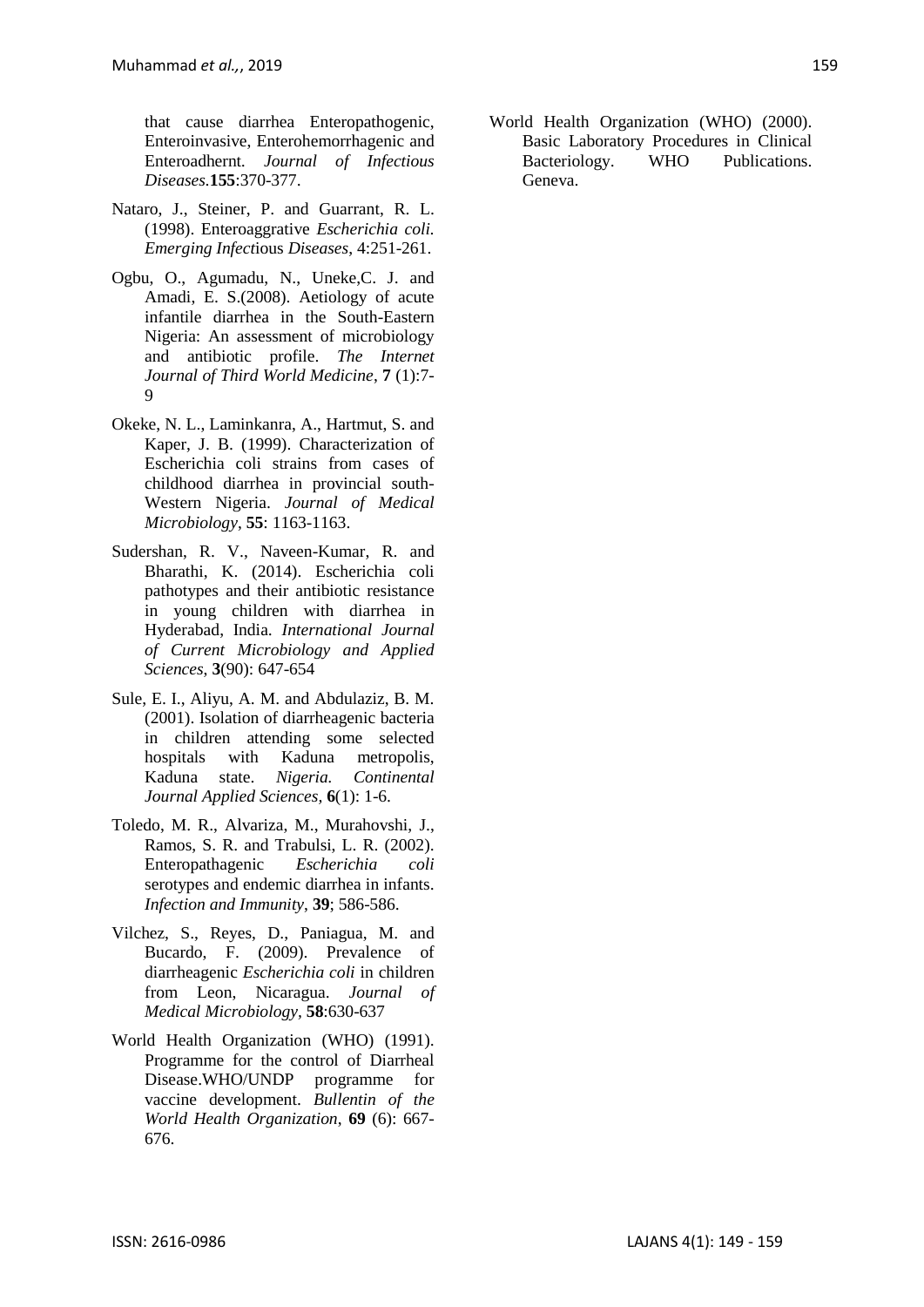that cause diarrhea Enteropathogenic, Enteroinvasive, Enterohemorrhagenic and Enteroadhernt. *Journal of Infectious Diseases*.**155**:370-377.

Nataro, J., Steiner, P. and Guarrant, R. L. (1998). Enteroaggrative *Escherichia coli. Emerging Infect*ious *Diseases*, 4:251-261.

Ogbu, O., Agumadu, N., Uneke,C. J. and Amadi, E. S.(2008). Aetiology of acute infantile diarrhea in the South-Eastern Nigeria: An assessment of microbiology and antibiotic profile. *The Internet Journal of Third World Medicine*, **7** (1):7-9

Okeke, N. L., Laminkanra, A., Hartmut, S. and Kaper, J. B. (1999). Characterization of Escherichia coli strains from cases of childhood diarrhea in provincial south-Western Nigeria. *Journal of Medical Microbiology*, **55**: 1163-1163.

Sudershan, R. V., Naveen-Kumar, R. and Bharathi, K. (2014). Escherichia coli pathotypes and their antibiotic resistance in young children with diarrhea in Hyderabad, India. *International Journal of Current Microbiology and Applied Sciences*, **3**(90): 647-654

Sule, E. I., Aliyu, A. M. and Abdulaziz, B. M. (2001). Isolation of diarrheagenic bacteria in children attending some selected hospitals with Kaduna metropolis, Kaduna state. *Nigeria. Continental Journal Applied Sciences*, **6**(1): 1-6.

Toledo, M. R., Alvariza, M., Murahovshi, J., Ramos, S. R. and Trabulsi, L. R. (2002). Enteropathagenic *Escherichia coli* serotypes and endemic diarrhea in infants. *Infection and Immunity*, **39**; 586-586.

Vilchez, S., Reyes, D., Paniagua, M. and Bucardo, F. (2009). Prevalence of diarrheagenic *Escherichia coli* in children from Leon, Nicaragua. *Journal of Medical Microbiology*, **58**:630-637

World Health Organization (WHO) (1991). Programme for the control of Diarrheal Disease.WHO/UNDP programme for vaccine development. *Bullentin of the World Health Organization*, **69** (6): 667-676.

World Health Organization (WHO) (2000). Basic Laboratory Procedures in Clinical Bacteriology. WHO Publications. Geneva.